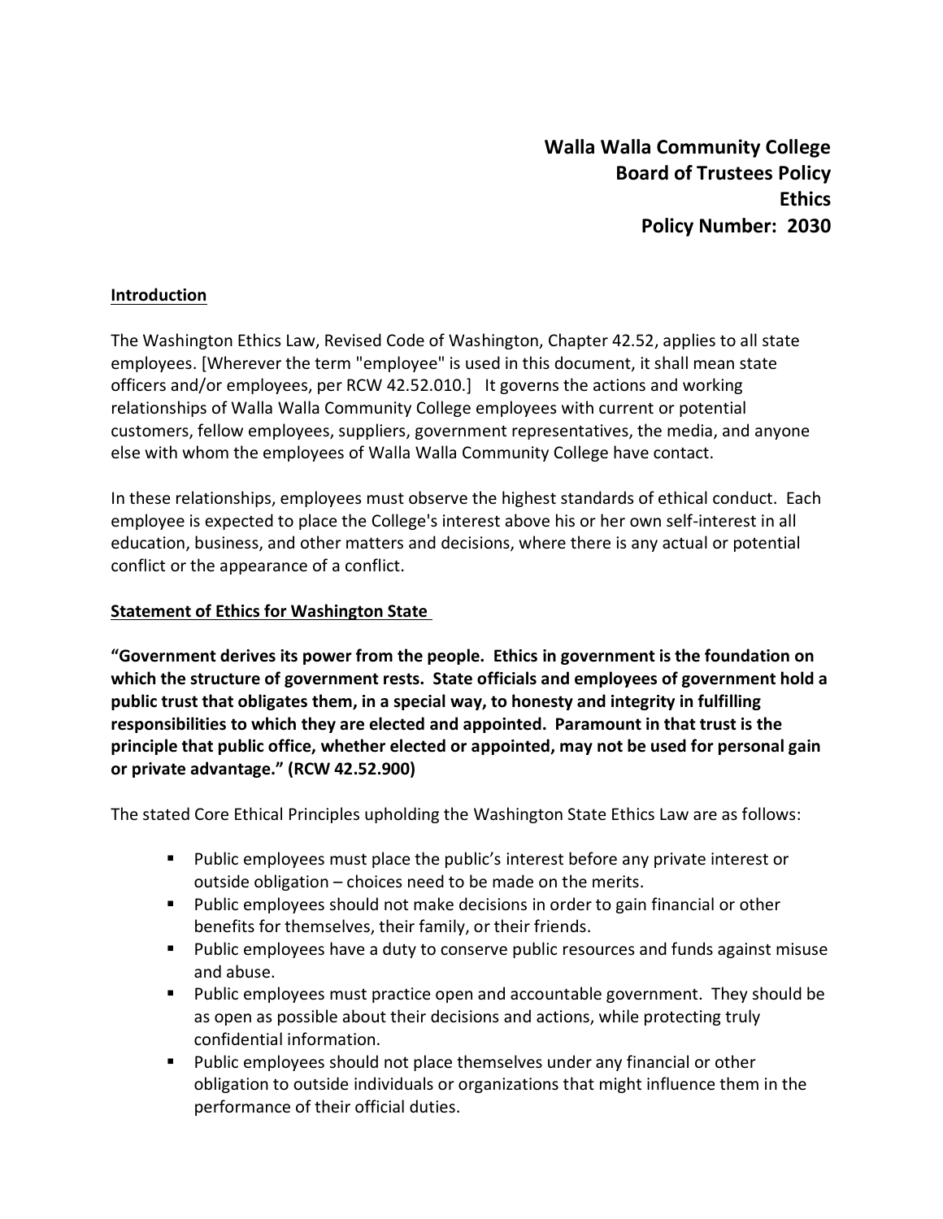**Walla Walla Community College**
**Board of Trustees Policy**
**Ethics**
**Policy Number: 2030**

## Introduction

The Washington Ethics Law, Revised Code of Washington, Chapter 42.52, applies to all state employees. [Wherever the term "employee" is used in this document, it shall mean state officers and/or employees, per RCW 42.52.010.] It governs the actions and working relationships of Walla Walla Community College employees with current or potential customers, fellow employees, suppliers, government representatives, the media, and anyone else with whom the employees of Walla Walla Community College have contact.

In these relationships, employees must observe the highest standards of ethical conduct. Each employee is expected to place the College's interest above his or her own self-interest in all education, business, and other matters and decisions, where there is any actual or potential conflict or the appearance of a conflict.

## Statement of Ethics for Washington State

**"Government derives its power from the people. Ethics in government is the foundation on which the structure of government rests. State officials and employees of government hold a public trust that obligates them, in a special way, to honesty and integrity in fulfilling responsibilities to which they are elected and appointed. Paramount in that trust is the principle that public office, whether elected or appointed, may not be used for personal gain or private advantage." (RCW 42.52.900)**

The stated Core Ethical Principles upholding the Washington State Ethics Law are as follows:

- Public employees must place the public's interest before any private interest or outside obligation – choices need to be made on the merits.
- Public employees should not make decisions in order to gain financial or other benefits for themselves, their family, or their friends.
- Public employees have a duty to conserve public resources and funds against misuse and abuse.
- Public employees must practice open and accountable government. They should be as open as possible about their decisions and actions, while protecting truly confidential information.
- Public employees should not place themselves under any financial or other obligation to outside individuals or organizations that might influence them in the performance of their official duties.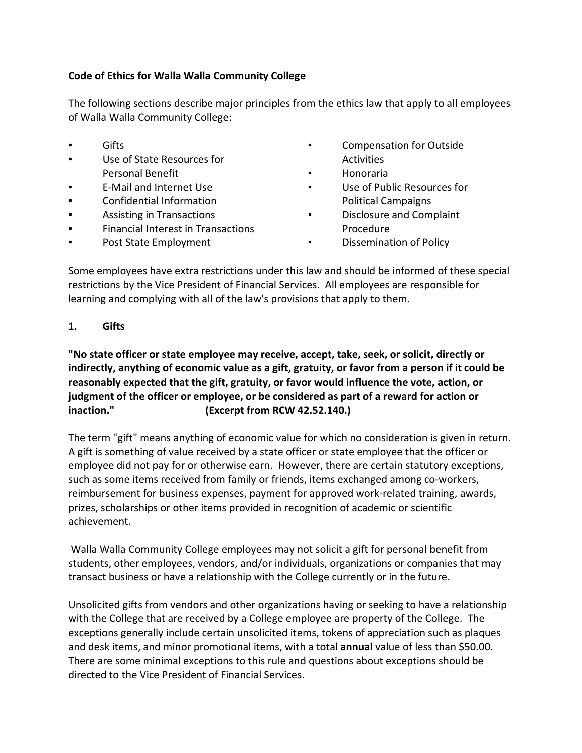**Code of Ethics for Walla Walla Community College**

The following sections describe major principles from the ethics law that apply to all employees of Walla Walla Community College:

- Gifts
- Use of State Resources for Personal Benefit
- E-Mail and Internet Use
- Confidential Information
- Assisting in Transactions
- Financial Interest in Transactions
- Post State Employment
- Compensation for Outside Activities
- Honoraria
- Use of Public Resources for Political Campaigns
- Disclosure and Complaint Procedure
- Dissemination of Policy

Some employees have extra restrictions under this law and should be informed of these special restrictions by the Vice President of Financial Services. All employees are responsible for learning and complying with all of the law's provisions that apply to them.

## 1. Gifts

**"No state officer or state employee may receive, accept, take, seek, or solicit, directly or indirectly, anything of economic value as a gift, gratuity, or favor from a person if it could be reasonably expected that the gift, gratuity, or favor would influence the vote, action, or judgment of the officer or employee, or be considered as part of a reward for action or inaction." (Excerpt from RCW 42.52.140.)**

The term "gift" means anything of economic value for which no consideration is given in return. A gift is something of value received by a state officer or state employee that the officer or employee did not pay for or otherwise earn. However, there are certain statutory exceptions, such as some items received from family or friends, items exchanged among co-workers, reimbursement for business expenses, payment for approved work-related training, awards, prizes, scholarships or other items provided in recognition of academic or scientific achievement.

Walla Walla Community College employees may not solicit a gift for personal benefit from students, other employees, vendors, and/or individuals, organizations or companies that may transact business or have a relationship with the College currently or in the future.

Unsolicited gifts from vendors and other organizations having or seeking to have a relationship with the College that are received by a College employee are property of the College. The exceptions generally include certain unsolicited items, tokens of appreciation such as plaques and desk items, and minor promotional items, with a total **annual** value of less than $50.00. There are some minimal exceptions to this rule and questions about exceptions should be directed to the Vice President of Financial Services.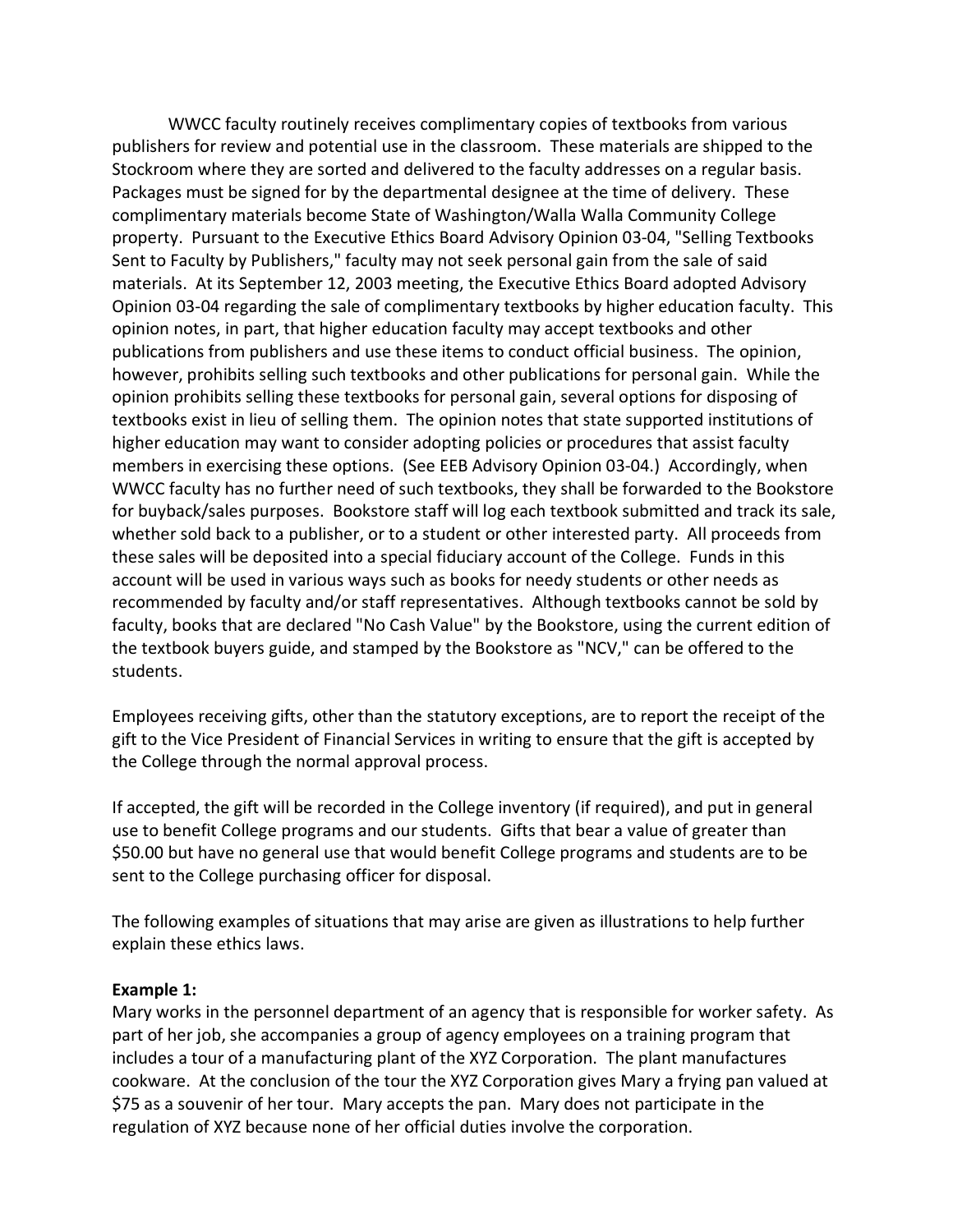WWCC faculty routinely receives complimentary copies of textbooks from various publishers for review and potential use in the classroom. These materials are shipped to the Stockroom where they are sorted and delivered to the faculty addresses on a regular basis. Packages must be signed for by the departmental designee at the time of delivery. These complimentary materials become State of Washington/Walla Walla Community College property. Pursuant to the Executive Ethics Board Advisory Opinion 03-04, "Selling Textbooks Sent to Faculty by Publishers," faculty may not seek personal gain from the sale of said materials. At its September 12, 2003 meeting, the Executive Ethics Board adopted Advisory Opinion 03-04 regarding the sale of complimentary textbooks by higher education faculty. This opinion notes, in part, that higher education faculty may accept textbooks and other publications from publishers and use these items to conduct official business. The opinion, however, prohibits selling such textbooks and other publications for personal gain. While the opinion prohibits selling these textbooks for personal gain, several options for disposing of textbooks exist in lieu of selling them. The opinion notes that state supported institutions of higher education may want to consider adopting policies or procedures that assist faculty members in exercising these options. (See EEB Advisory Opinion 03-04.) Accordingly, when WWCC faculty has no further need of such textbooks, they shall be forwarded to the Bookstore for buyback/sales purposes. Bookstore staff will log each textbook submitted and track its sale, whether sold back to a publisher, or to a student or other interested party. All proceeds from these sales will be deposited into a special fiduciary account of the College. Funds in this account will be used in various ways such as books for needy students or other needs as recommended by faculty and/or staff representatives. Although textbooks cannot be sold by faculty, books that are declared "No Cash Value" by the Bookstore, using the current edition of the textbook buyers guide, and stamped by the Bookstore as "NCV," can be offered to the students.

Employees receiving gifts, other than the statutory exceptions, are to report the receipt of the gift to the Vice President of Financial Services in writing to ensure that the gift is accepted by the College through the normal approval process.

If accepted, the gift will be recorded in the College inventory (if required), and put in general use to benefit College programs and our students. Gifts that bear a value of greater than $50.00 but have no general use that would benefit College programs and students are to be sent to the College purchasing officer for disposal.

The following examples of situations that may arise are given as illustrations to help further explain these ethics laws.

**Example 1:**
Mary works in the personnel department of an agency that is responsible for worker safety. As part of her job, she accompanies a group of agency employees on a training program that includes a tour of a manufacturing plant of the XYZ Corporation. The plant manufactures cookware. At the conclusion of the tour the XYZ Corporation gives Mary a frying pan valued at $75 as a souvenir of her tour. Mary accepts the pan. Mary does not participate in the regulation of XYZ because none of her official duties involve the corporation.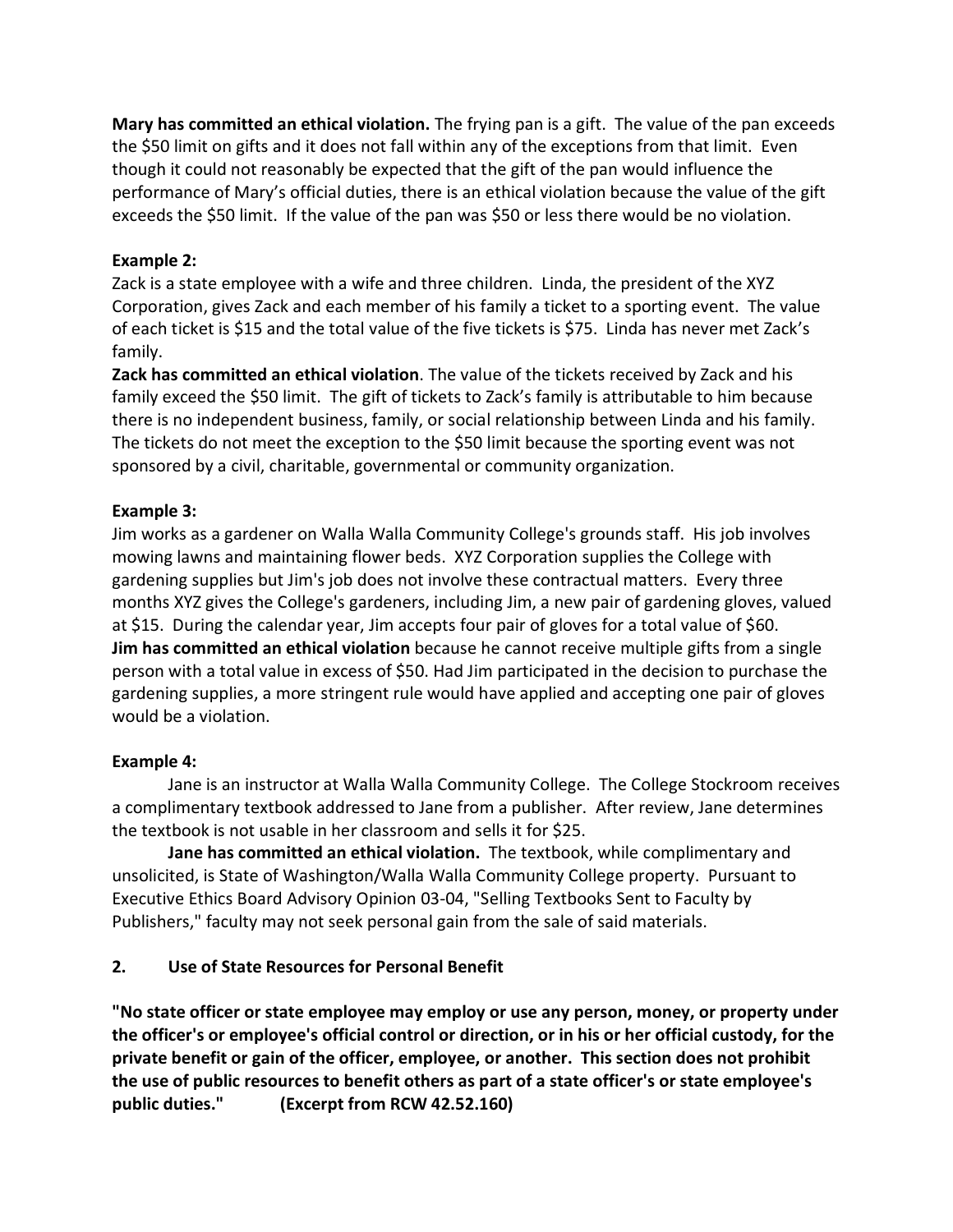**Mary has committed an ethical violation.** The frying pan is a gift. The value of the pan exceeds the $50 limit on gifts and it does not fall within any of the exceptions from that limit. Even though it could not reasonably be expected that the gift of the pan would influence the performance of Mary's official duties, there is an ethical violation because the value of the gift exceeds the $50 limit. If the value of the pan was $50 or less there would be no violation.

**Example 2:**
Zack is a state employee with a wife and three children. Linda, the president of the XYZ Corporation, gives Zack and each member of his family a ticket to a sporting event. The value of each ticket is $15 and the total value of the five tickets is $75. Linda has never met Zack's family.
**Zack has committed an ethical violation**. The value of the tickets received by Zack and his family exceed the $50 limit. The gift of tickets to Zack's family is attributable to him because there is no independent business, family, or social relationship between Linda and his family. The tickets do not meet the exception to the $50 limit because the sporting event was not sponsored by a civil, charitable, governmental or community organization.

**Example 3:**
Jim works as a gardener on Walla Walla Community College's grounds staff. His job involves mowing lawns and maintaining flower beds. XYZ Corporation supplies the College with gardening supplies but Jim's job does not involve these contractual matters. Every three months XYZ gives the College's gardeners, including Jim, a new pair of gardening gloves, valued at $15. During the calendar year, Jim accepts four pair of gloves for a total value of $60.
**Jim has committed an ethical violation** because he cannot receive multiple gifts from a single person with a total value in excess of $50. Had Jim participated in the decision to purchase the gardening supplies, a more stringent rule would have applied and accepting one pair of gloves would be a violation.

**Example 4:**

Jane is an instructor at Walla Walla Community College. The College Stockroom receives a complimentary textbook addressed to Jane from a publisher. After review, Jane determines the textbook is not usable in her classroom and sells it for $25.

**Jane has committed an ethical violation.** The textbook, while complimentary and unsolicited, is State of Washington/Walla Walla Community College property. Pursuant to Executive Ethics Board Advisory Opinion 03-04, "Selling Textbooks Sent to Faculty by Publishers," faculty may not seek personal gain from the sale of said materials.

## 2. Use of State Resources for Personal Benefit

**"No state officer or state employee may employ or use any person, money, or property under the officer's or employee's official control or direction, or in his or her official custody, for the private benefit or gain of the officer, employee, or another. This section does not prohibit the use of public resources to benefit others as part of a state officer's or state employee's public duties." (Excerpt from RCW 42.52.160)**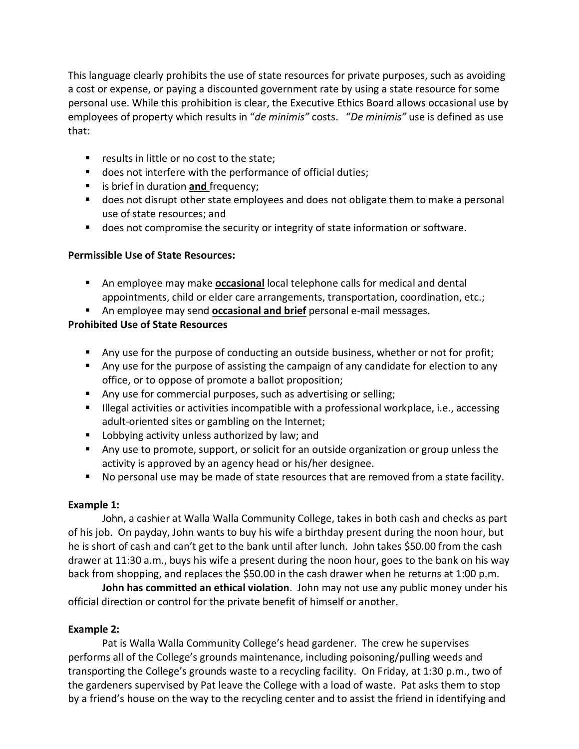This language clearly prohibits the use of state resources for private purposes, such as avoiding a cost or expense, or paying a discounted government rate by using a state resource for some personal use. While this prohibition is clear, the Executive Ethics Board allows occasional use by employees of property which results in "*de minimis"* costs. "*De minimis"* use is defined as use that:

- results in little or no cost to the state;
- does not interfere with the performance of official duties;
- is brief in duration **and** frequency;
- does not disrupt other state employees and does not obligate them to make a personal use of state resources; and
- does not compromise the security or integrity of state information or software.

**Permissible Use of State Resources:**

- An employee may make **occasional** local telephone calls for medical and dental appointments, child or elder care arrangements, transportation, coordination, etc.;
- An employee may send **occasional and brief** personal e-mail messages.

**Prohibited Use of State Resources**

- Any use for the purpose of conducting an outside business, whether or not for profit;
- Any use for the purpose of assisting the campaign of any candidate for election to any office, or to oppose of promote a ballot proposition;
- Any use for commercial purposes, such as advertising or selling;
- Illegal activities or activities incompatible with a professional workplace, i.e., accessing adult-oriented sites or gambling on the Internet;
- Lobbying activity unless authorized by law; and
- Any use to promote, support, or solicit for an outside organization or group unless the activity is approved by an agency head or his/her designee.
- No personal use may be made of state resources that are removed from a state facility.

**Example 1:**

John, a cashier at Walla Walla Community College, takes in both cash and checks as part of his job. On payday, John wants to buy his wife a birthday present during the noon hour, but he is short of cash and can't get to the bank until after lunch. John takes $50.00 from the cash drawer at 11:30 a.m., buys his wife a present during the noon hour, goes to the bank on his way back from shopping, and replaces the $50.00 in the cash drawer when he returns at 1:00 p.m.

**John has committed an ethical violation**. John may not use any public money under his official direction or control for the private benefit of himself or another.

**Example 2:**

Pat is Walla Walla Community College's head gardener. The crew he supervises performs all of the College's grounds maintenance, including poisoning/pulling weeds and transporting the College's grounds waste to a recycling facility. On Friday, at 1:30 p.m., two of the gardeners supervised by Pat leave the College with a load of waste. Pat asks them to stop by a friend's house on the way to the recycling center and to assist the friend in identifying and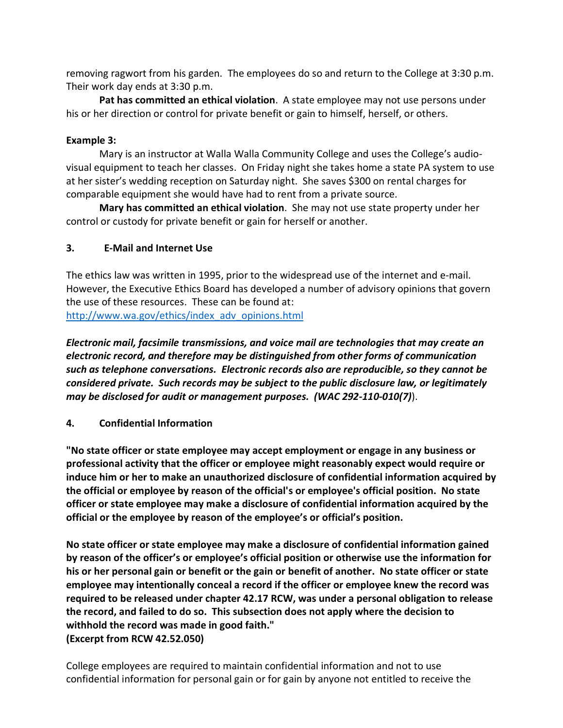removing ragwort from his garden. The employees do so and return to the College at 3:30 p.m. Their work day ends at 3:30 p.m.

**Pat has committed an ethical violation**. A state employee may not use persons under his or her direction or control for private benefit or gain to himself, herself, or others.

**Example 3:**

Mary is an instructor at Walla Walla Community College and uses the College's audio-visual equipment to teach her classes. On Friday night she takes home a state PA system to use at her sister's wedding reception on Saturday night. She saves $300 on rental charges for comparable equipment she would have had to rent from a private source.

**Mary has committed an ethical violation**. She may not use state property under her control or custody for private benefit or gain for herself or another.

### 3. E-Mail and Internet Use

The ethics law was written in 1995, prior to the widespread use of the internet and e-mail. However, the Executive Ethics Board has developed a number of advisory opinions that govern the use of these resources. These can be found at: http://www.wa.gov/ethics/index_adv_opinions.html

***Electronic mail, facsimile transmissions, and voice mail are technologies that may create an electronic record, and therefore may be distinguished from other forms of communication such as telephone conversations. Electronic records also are reproducible, so they cannot be considered private. Such records may be subject to the public disclosure law, or legitimately may be disclosed for audit or management purposes. (WAC 292-110-010(7)*****)**.

### 4. Confidential Information

**"No state officer or state employee may accept employment or engage in any business or professional activity that the officer or employee might reasonably expect would require or induce him or her to make an unauthorized disclosure of confidential information acquired by the official or employee by reason of the official's or employee's official position. No state officer or state employee may make a disclosure of confidential information acquired by the official or the employee by reason of the employee's or official's position.**

**No state officer or state employee may make a disclosure of confidential information gained by reason of the officer's or employee's official position or otherwise use the information for his or her personal gain or benefit or the gain or benefit of another. No state officer or state employee may intentionally conceal a record if the officer or employee knew the record was required to be released under chapter 42.17 RCW, was under a personal obligation to release the record, and failed to do so. This subsection does not apply where the decision to withhold the record was made in good faith."**
**(Excerpt from RCW 42.52.050)**

College employees are required to maintain confidential information and not to use confidential information for personal gain or for gain by anyone not entitled to receive the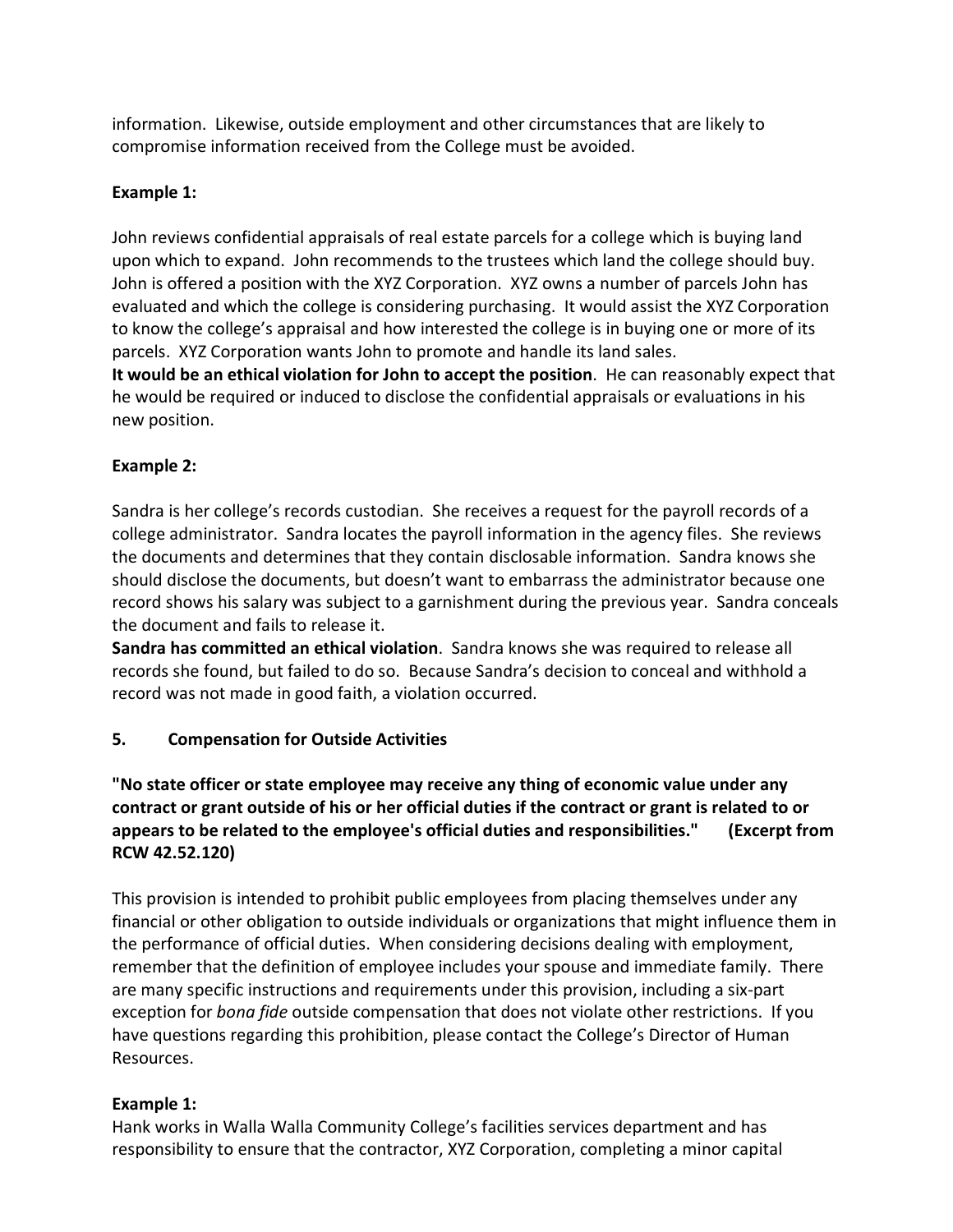information. Likewise, outside employment and other circumstances that are likely to compromise information received from the College must be avoided.

**Example 1:**

John reviews confidential appraisals of real estate parcels for a college which is buying land upon which to expand. John recommends to the trustees which land the college should buy. John is offered a position with the XYZ Corporation. XYZ owns a number of parcels John has evaluated and which the college is considering purchasing. It would assist the XYZ Corporation to know the college's appraisal and how interested the college is in buying one or more of its parcels. XYZ Corporation wants John to promote and handle its land sales.
**It would be an ethical violation for John to accept the position**. He can reasonably expect that he would be required or induced to disclose the confidential appraisals or evaluations in his new position.

**Example 2:**

Sandra is her college's records custodian. She receives a request for the payroll records of a college administrator. Sandra locates the payroll information in the agency files. She reviews the documents and determines that they contain disclosable information. Sandra knows she should disclose the documents, but doesn't want to embarrass the administrator because one record shows his salary was subject to a garnishment during the previous year. Sandra conceals the document and fails to release it.
**Sandra has committed an ethical violation**. Sandra knows she was required to release all records she found, but failed to do so. Because Sandra's decision to conceal and withhold a record was not made in good faith, a violation occurred.

## 5. Compensation for Outside Activities

**"No state officer or state employee may receive any thing of economic value under any contract or grant outside of his or her official duties if the contract or grant is related to or appears to be related to the employee's official duties and responsibilities." (Excerpt from RCW 42.52.120)**

This provision is intended to prohibit public employees from placing themselves under any financial or other obligation to outside individuals or organizations that might influence them in the performance of official duties. When considering decisions dealing with employment, remember that the definition of employee includes your spouse and immediate family. There are many specific instructions and requirements under this provision, including a six-part exception for *bona fide* outside compensation that does not violate other restrictions. If you have questions regarding this prohibition, please contact the College's Director of Human Resources.

**Example 1:**

Hank works in Walla Walla Community College's facilities services department and has responsibility to ensure that the contractor, XYZ Corporation, completing a minor capital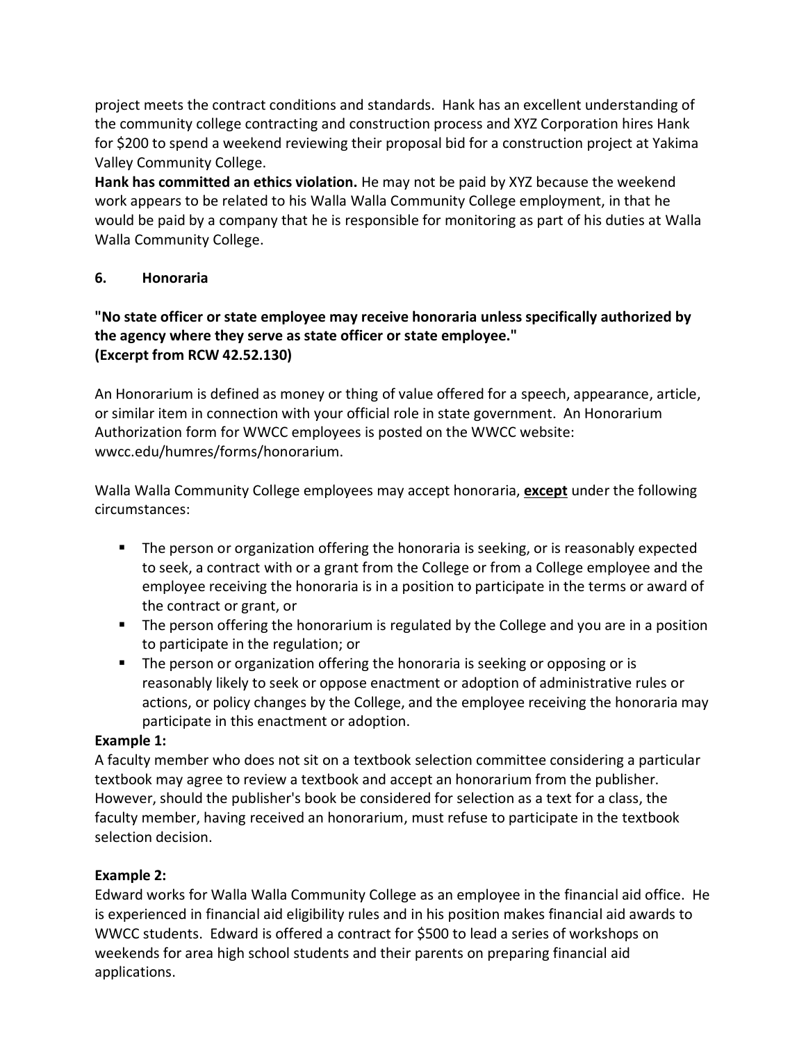project meets the contract conditions and standards. Hank has an excellent understanding of the community college contracting and construction process and XYZ Corporation hires Hank for $200 to spend a weekend reviewing their proposal bid for a construction project at Yakima Valley Community College.

**Hank has committed an ethics violation.** He may not be paid by XYZ because the weekend work appears to be related to his Walla Walla Community College employment, in that he would be paid by a company that he is responsible for monitoring as part of his duties at Walla Walla Community College.

### 6. Honoraria

**"No state officer or state employee may receive honoraria unless specifically authorized by the agency where they serve as state officer or state employee."**
**(Excerpt from RCW 42.52.130)**

An Honorarium is defined as money or thing of value offered for a speech, appearance, article, or similar item in connection with your official role in state government. An Honorarium Authorization form for WWCC employees is posted on the WWCC website: wwcc.edu/humres/forms/honorarium.

Walla Walla Community College employees may accept honoraria, <u>**except**</u> under the following circumstances:

- The person or organization offering the honoraria is seeking, or is reasonably expected to seek, a contract with or a grant from the College or from a College employee and the employee receiving the honoraria is in a position to participate in the terms or award of the contract or grant, or
- The person offering the honorarium is regulated by the College and you are in a position to participate in the regulation; or
- The person or organization offering the honoraria is seeking or opposing or is reasonably likely to seek or oppose enactment or adoption of administrative rules or actions, or policy changes by the College, and the employee receiving the honoraria may participate in this enactment or adoption.

**Example 1:**
A faculty member who does not sit on a textbook selection committee considering a particular textbook may agree to review a textbook and accept an honorarium from the publisher. However, should the publisher's book be considered for selection as a text for a class, the faculty member, having received an honorarium, must refuse to participate in the textbook selection decision.

**Example 2:**
Edward works for Walla Walla Community College as an employee in the financial aid office. He is experienced in financial aid eligibility rules and in his position makes financial aid awards to WWCC students. Edward is offered a contract for $500 to lead a series of workshops on weekends for area high school students and their parents on preparing financial aid applications.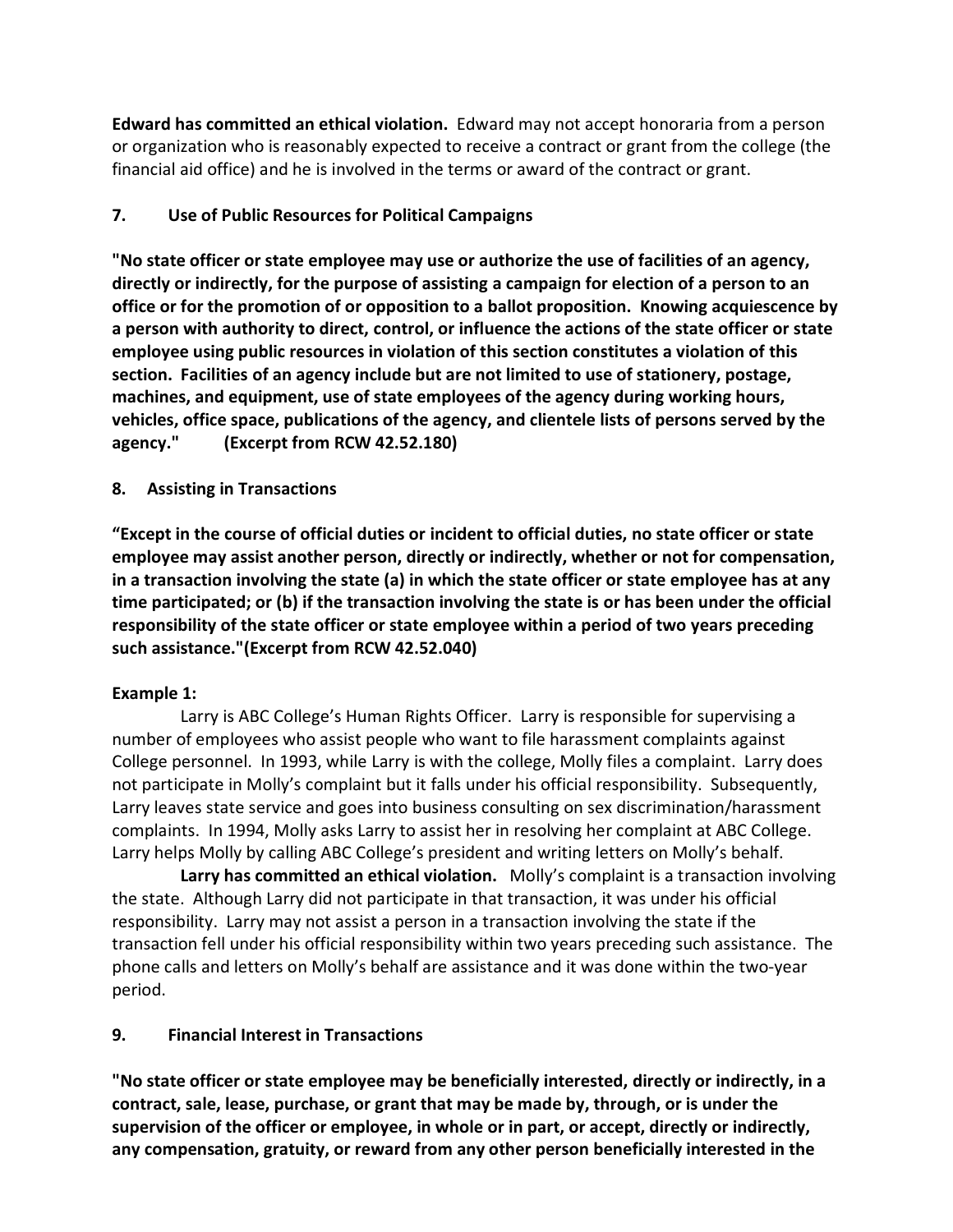**Edward has committed an ethical violation.** Edward may not accept honoraria from a person or organization who is reasonably expected to receive a contract or grant from the college (the financial aid office) and he is involved in the terms or award of the contract or grant.

## 7. Use of Public Resources for Political Campaigns

**"No state officer or state employee may use or authorize the use of facilities of an agency, directly or indirectly, for the purpose of assisting a campaign for election of a person to an office or for the promotion of or opposition to a ballot proposition. Knowing acquiescence by a person with authority to direct, control, or influence the actions of the state officer or state employee using public resources in violation of this section constitutes a violation of this section. Facilities of an agency include but are not limited to use of stationery, postage, machines, and equipment, use of state employees of the agency during working hours, vehicles, office space, publications of the agency, and clientele lists of persons served by the agency." (Excerpt from RCW 42.52.180)**

## 8. Assisting in Transactions

**"Except in the course of official duties or incident to official duties, no state officer or state employee may assist another person, directly or indirectly, whether or not for compensation, in a transaction involving the state (a) in which the state officer or state employee has at any time participated; or (b) if the transaction involving the state is or has been under the official responsibility of the state officer or state employee within a period of two years preceding such assistance."(Excerpt from RCW 42.52.040)**

**Example 1:**

Larry is ABC College's Human Rights Officer. Larry is responsible for supervising a number of employees who assist people who want to file harassment complaints against College personnel. In 1993, while Larry is with the college, Molly files a complaint. Larry does not participate in Molly's complaint but it falls under his official responsibility. Subsequently, Larry leaves state service and goes into business consulting on sex discrimination/harassment complaints. In 1994, Molly asks Larry to assist her in resolving her complaint at ABC College. Larry helps Molly by calling ABC College's president and writing letters on Molly's behalf.

**Larry has committed an ethical violation.** Molly's complaint is a transaction involving the state. Although Larry did not participate in that transaction, it was under his official responsibility. Larry may not assist a person in a transaction involving the state if the transaction fell under his official responsibility within two years preceding such assistance. The phone calls and letters on Molly's behalf are assistance and it was done within the two-year period.

## 9. Financial Interest in Transactions

**"No state officer or state employee may be beneficially interested, directly or indirectly, in a contract, sale, lease, purchase, or grant that may be made by, through, or is under the supervision of the officer or employee, in whole or in part, or accept, directly or indirectly, any compensation, gratuity, or reward from any other person beneficially interested in the**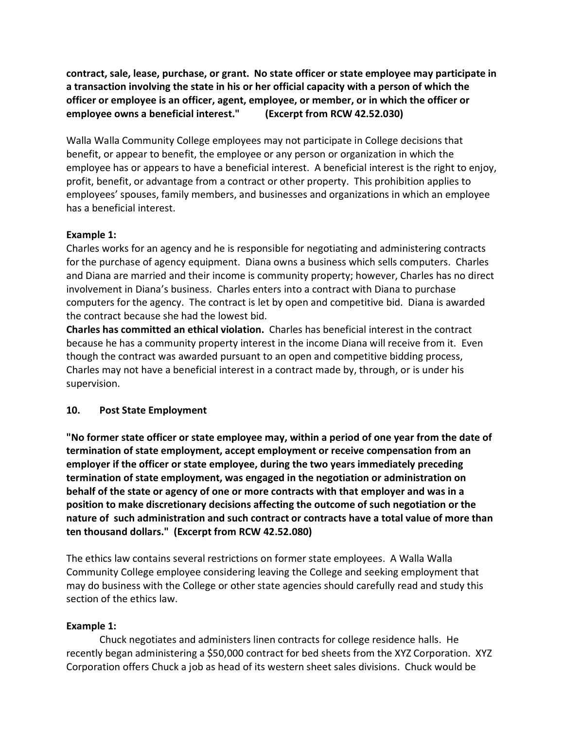**contract, sale, lease, purchase, or grant. No state officer or state employee may participate in a transaction involving the state in his or her official capacity with a person of which the officer or employee is an officer, agent, employee, or member, or in which the officer or employee owns a beneficial interest." (Excerpt from RCW 42.52.030)**

Walla Walla Community College employees may not participate in College decisions that benefit, or appear to benefit, the employee or any person or organization in which the employee has or appears to have a beneficial interest. A beneficial interest is the right to enjoy, profit, benefit, or advantage from a contract or other property. This prohibition applies to employees' spouses, family members, and businesses and organizations in which an employee has a beneficial interest.

**Example 1:**
Charles works for an agency and he is responsible for negotiating and administering contracts for the purchase of agency equipment. Diana owns a business which sells computers. Charles and Diana are married and their income is community property; however, Charles has no direct involvement in Diana's business. Charles enters into a contract with Diana to purchase computers for the agency. The contract is let by open and competitive bid. Diana is awarded the contract because she had the lowest bid.
**Charles has committed an ethical violation.** Charles has beneficial interest in the contract because he has a community property interest in the income Diana will receive from it. Even though the contract was awarded pursuant to an open and competitive bidding process, Charles may not have a beneficial interest in a contract made by, through, or is under his supervision.

## 10. Post State Employment

**"No former state officer or state employee may, within a period of one year from the date of termination of state employment, accept employment or receive compensation from an employer if the officer or state employee, during the two years immediately preceding termination of state employment, was engaged in the negotiation or administration on behalf of the state or agency of one or more contracts with that employer and was in a position to make discretionary decisions affecting the outcome of such negotiation or the nature of such administration and such contract or contracts have a total value of more than ten thousand dollars." (Excerpt from RCW 42.52.080)**

The ethics law contains several restrictions on former state employees. A Walla Walla Community College employee considering leaving the College and seeking employment that may do business with the College or other state agencies should carefully read and study this section of the ethics law.

**Example 1:**
Chuck negotiates and administers linen contracts for college residence halls. He recently began administering a $50,000 contract for bed sheets from the XYZ Corporation. XYZ Corporation offers Chuck a job as head of its western sheet sales divisions. Chuck would be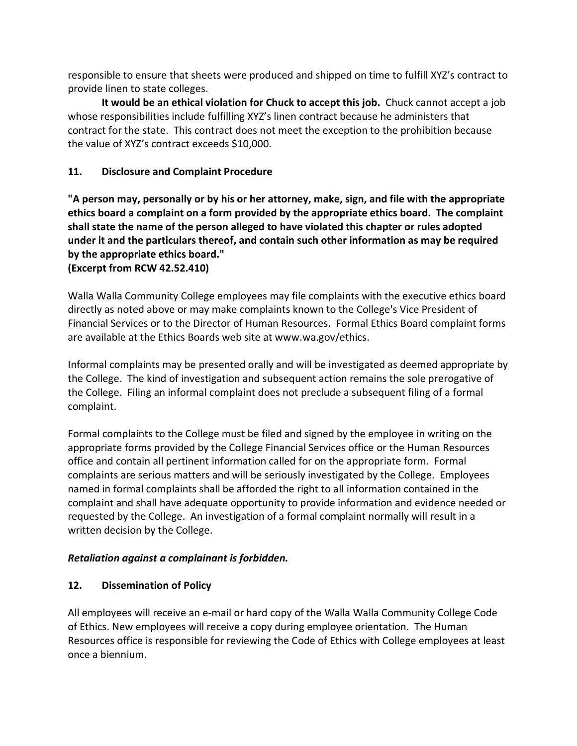responsible to ensure that sheets were produced and shipped on time to fulfill XYZ's contract to provide linen to state colleges.

**It would be an ethical violation for Chuck to accept this job.** Chuck cannot accept a job whose responsibilities include fulfilling XYZ's linen contract because he administers that contract for the state. This contract does not meet the exception to the prohibition because the value of XYZ's contract exceeds $10,000.

## 11. Disclosure and Complaint Procedure

**"A person may, personally or by his or her attorney, make, sign, and file with the appropriate ethics board a complaint on a form provided by the appropriate ethics board. The complaint shall state the name of the person alleged to have violated this chapter or rules adopted under it and the particulars thereof, and contain such other information as may be required by the appropriate ethics board."**
**(Excerpt from RCW 42.52.410)**

Walla Walla Community College employees may file complaints with the executive ethics board directly as noted above or may make complaints known to the College's Vice President of Financial Services or to the Director of Human Resources. Formal Ethics Board complaint forms are available at the Ethics Boards web site at www.wa.gov/ethics.

Informal complaints may be presented orally and will be investigated as deemed appropriate by the College. The kind of investigation and subsequent action remains the sole prerogative of the College. Filing an informal complaint does not preclude a subsequent filing of a formal complaint.

Formal complaints to the College must be filed and signed by the employee in writing on the appropriate forms provided by the College Financial Services office or the Human Resources office and contain all pertinent information called for on the appropriate form. Formal complaints are serious matters and will be seriously investigated by the College. Employees named in formal complaints shall be afforded the right to all information contained in the complaint and shall have adequate opportunity to provide information and evidence needed or requested by the College. An investigation of a formal complaint normally will result in a written decision by the College.

***Retaliation against a complainant is forbidden.***

## 12. Dissemination of Policy

All employees will receive an e-mail or hard copy of the Walla Walla Community College Code of Ethics. New employees will receive a copy during employee orientation. The Human Resources office is responsible for reviewing the Code of Ethics with College employees at least once a biennium.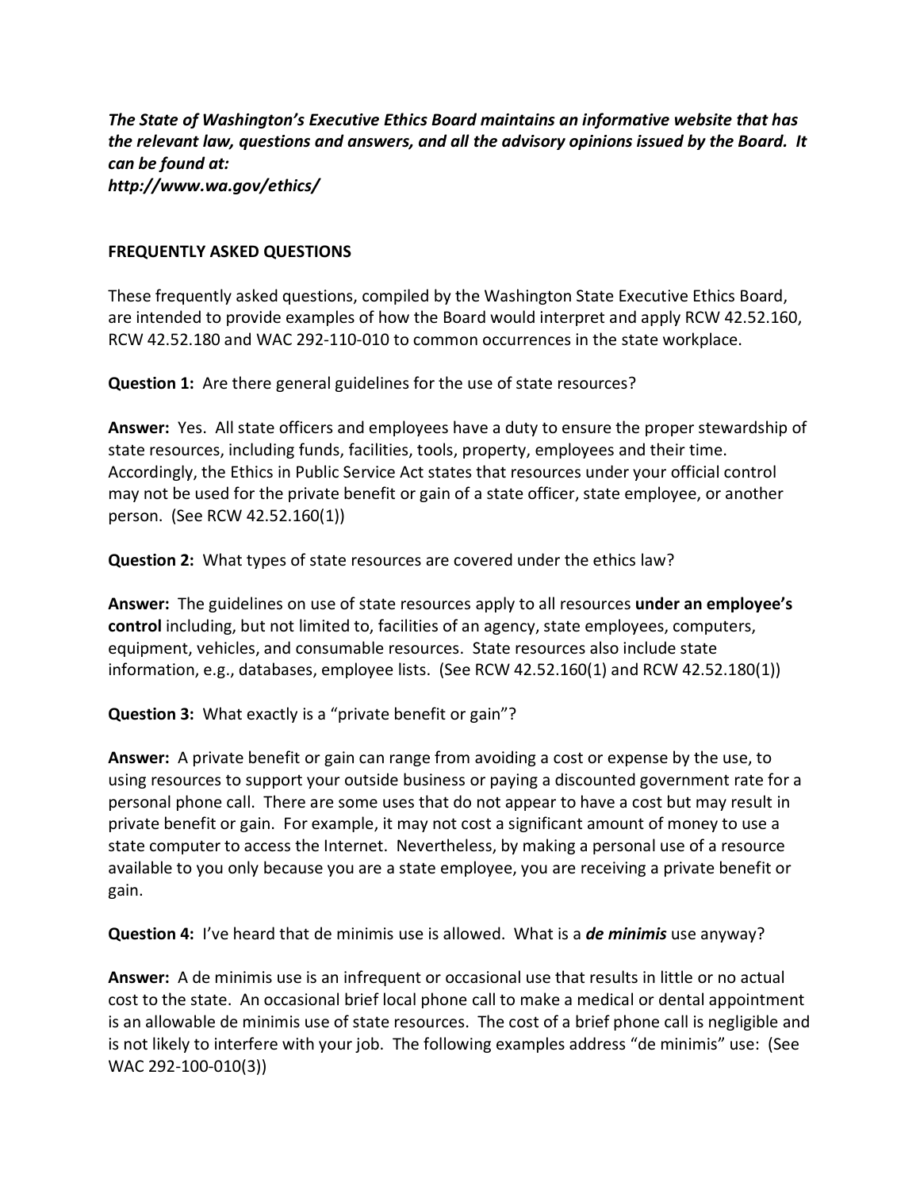***The State of Washington's Executive Ethics Board maintains an informative website that has the relevant law, questions and answers, and all the advisory opinions issued by the Board. It can be found at:***
***http://www.wa.gov/ethics/***

**FREQUENTLY ASKED QUESTIONS**

These frequently asked questions, compiled by the Washington State Executive Ethics Board, are intended to provide examples of how the Board would interpret and apply RCW 42.52.160, RCW 42.52.180 and WAC 292-110-010 to common occurrences in the state workplace.

**Question 1:** Are there general guidelines for the use of state resources?

**Answer:** Yes. All state officers and employees have a duty to ensure the proper stewardship of state resources, including funds, facilities, tools, property, employees and their time. Accordingly, the Ethics in Public Service Act states that resources under your official control may not be used for the private benefit or gain of a state officer, state employee, or another person. (See RCW 42.52.160(1))

**Question 2:** What types of state resources are covered under the ethics law?

**Answer:** The guidelines on use of state resources apply to all resources **under an employee's control** including, but not limited to, facilities of an agency, state employees, computers, equipment, vehicles, and consumable resources. State resources also include state information, e.g., databases, employee lists. (See RCW 42.52.160(1) and RCW 42.52.180(1))

**Question 3:** What exactly is a "private benefit or gain"?

**Answer:** A private benefit or gain can range from avoiding a cost or expense by the use, to using resources to support your outside business or paying a discounted government rate for a personal phone call. There are some uses that do not appear to have a cost but may result in private benefit or gain. For example, it may not cost a significant amount of money to use a state computer to access the Internet. Nevertheless, by making a personal use of a resource available to you only because you are a state employee, you are receiving a private benefit or gain.

**Question 4:** I've heard that de minimis use is allowed. What is a ***de minimis*** use anyway?

**Answer:** A de minimis use is an infrequent or occasional use that results in little or no actual cost to the state. An occasional brief local phone call to make a medical or dental appointment is an allowable de minimis use of state resources. The cost of a brief phone call is negligible and is not likely to interfere with your job. The following examples address "de minimis" use: (See WAC 292-100-010(3))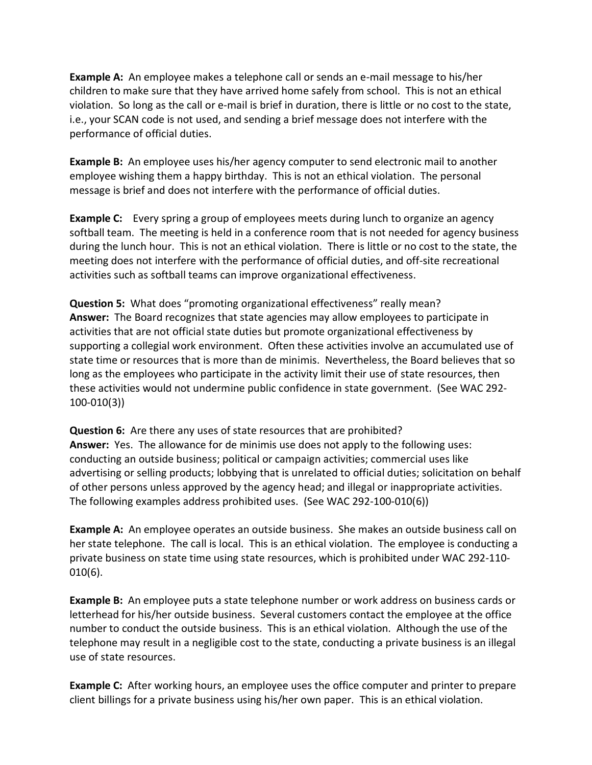**Example A:** An employee makes a telephone call or sends an e-mail message to his/her children to make sure that they have arrived home safely from school. This is not an ethical violation. So long as the call or e-mail is brief in duration, there is little or no cost to the state, i.e., your SCAN code is not used, and sending a brief message does not interfere with the performance of official duties.

**Example B:** An employee uses his/her agency computer to send electronic mail to another employee wishing them a happy birthday. This is not an ethical violation. The personal message is brief and does not interfere with the performance of official duties.

**Example C:** Every spring a group of employees meets during lunch to organize an agency softball team. The meeting is held in a conference room that is not needed for agency business during the lunch hour. This is not an ethical violation. There is little or no cost to the state, the meeting does not interfere with the performance of official duties, and off-site recreational activities such as softball teams can improve organizational effectiveness.

**Question 5:** What does "promoting organizational effectiveness" really mean?
**Answer:** The Board recognizes that state agencies may allow employees to participate in activities that are not official state duties but promote organizational effectiveness by supporting a collegial work environment. Often these activities involve an accumulated use of state time or resources that is more than de minimis. Nevertheless, the Board believes that so long as the employees who participate in the activity limit their use of state resources, then these activities would not undermine public confidence in state government. (See WAC 292-100-010(3))

**Question 6:** Are there any uses of state resources that are prohibited?
**Answer:** Yes. The allowance for de minimis use does not apply to the following uses: conducting an outside business; political or campaign activities; commercial uses like advertising or selling products; lobbying that is unrelated to official duties; solicitation on behalf of other persons unless approved by the agency head; and illegal or inappropriate activities. The following examples address prohibited uses. (See WAC 292-100-010(6))

**Example A:** An employee operates an outside business. She makes an outside business call on her state telephone. The call is local. This is an ethical violation. The employee is conducting a private business on state time using state resources, which is prohibited under WAC 292-110-010(6).

**Example B:** An employee puts a state telephone number or work address on business cards or letterhead for his/her outside business. Several customers contact the employee at the office number to conduct the outside business. This is an ethical violation. Although the use of the telephone may result in a negligible cost to the state, conducting a private business is an illegal use of state resources.

**Example C:** After working hours, an employee uses the office computer and printer to prepare client billings for a private business using his/her own paper. This is an ethical violation.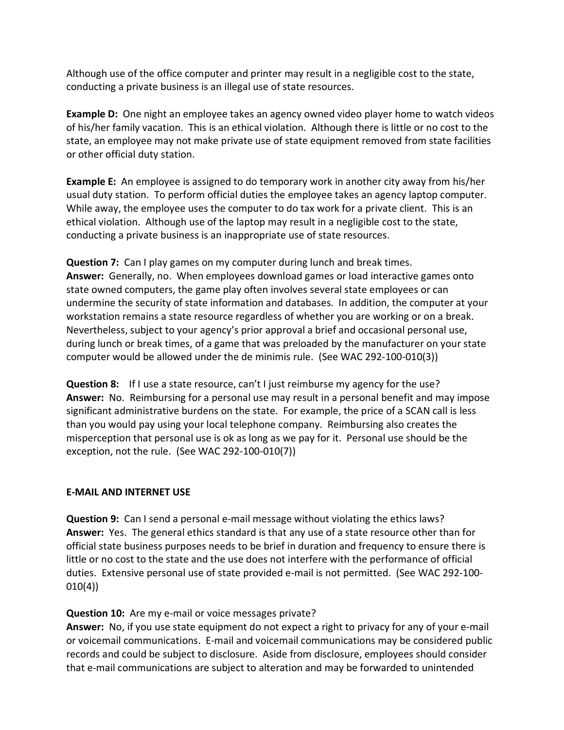Although use of the office computer and printer may result in a negligible cost to the state, conducting a private business is an illegal use of state resources.

**Example D:** One night an employee takes an agency owned video player home to watch videos of his/her family vacation. This is an ethical violation. Although there is little or no cost to the state, an employee may not make private use of state equipment removed from state facilities or other official duty station.

**Example E:** An employee is assigned to do temporary work in another city away from his/her usual duty station. To perform official duties the employee takes an agency laptop computer. While away, the employee uses the computer to do tax work for a private client. This is an ethical violation. Although use of the laptop may result in a negligible cost to the state, conducting a private business is an inappropriate use of state resources.

**Question 7:** Can I play games on my computer during lunch and break times.
**Answer:** Generally, no. When employees download games or load interactive games onto state owned computers, the game play often involves several state employees or can undermine the security of state information and databases. In addition, the computer at your workstation remains a state resource regardless of whether you are working or on a break. Nevertheless, subject to your agency's prior approval a brief and occasional personal use, during lunch or break times, of a game that was preloaded by the manufacturer on your state computer would be allowed under the de minimis rule. (See WAC 292-100-010(3))

**Question 8:** If I use a state resource, can't I just reimburse my agency for the use?
**Answer:** No. Reimbursing for a personal use may result in a personal benefit and may impose significant administrative burdens on the state. For example, the price of a SCAN call is less than you would pay using your local telephone company. Reimbursing also creates the misperception that personal use is ok as long as we pay for it. Personal use should be the exception, not the rule. (See WAC 292-100-010(7))

**E-MAIL AND INTERNET USE**

**Question 9:** Can I send a personal e-mail message without violating the ethics laws?
**Answer:** Yes. The general ethics standard is that any use of a state resource other than for official state business purposes needs to be brief in duration and frequency to ensure there is little or no cost to the state and the use does not interfere with the performance of official duties. Extensive personal use of state provided e-mail is not permitted. (See WAC 292-100-010(4))

**Question 10:** Are my e-mail or voice messages private?
**Answer:** No, if you use state equipment do not expect a right to privacy for any of your e-mail or voicemail communications. E-mail and voicemail communications may be considered public records and could be subject to disclosure. Aside from disclosure, employees should consider that e-mail communications are subject to alteration and may be forwarded to unintended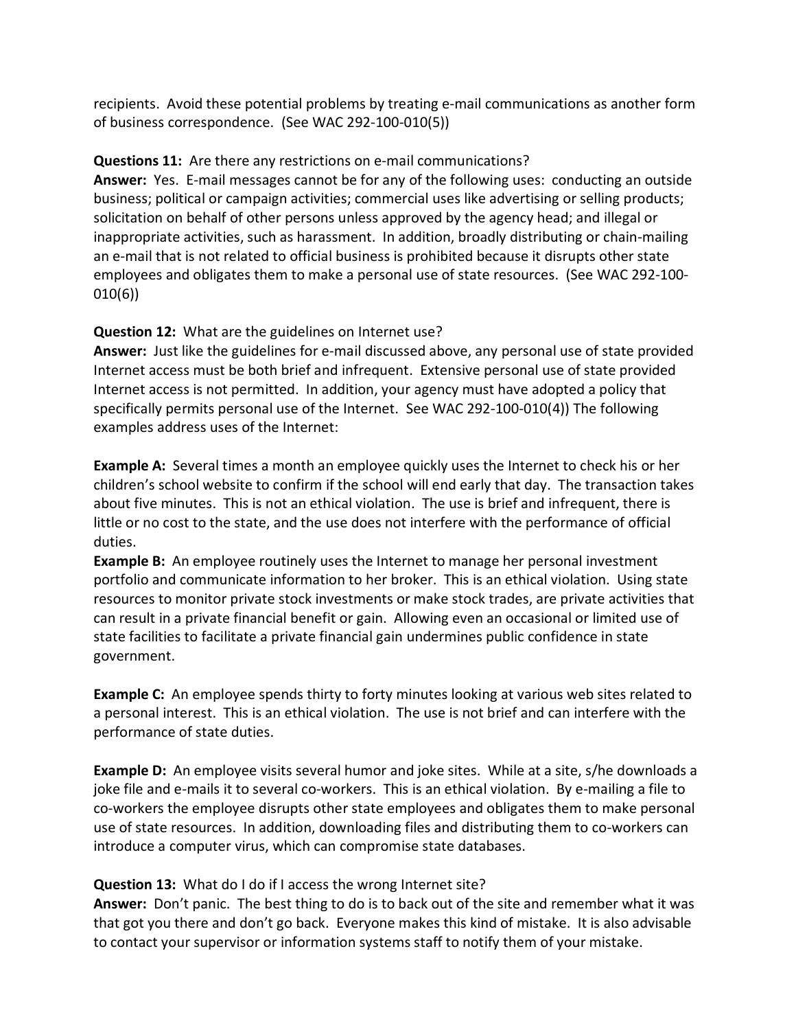recipients. Avoid these potential problems by treating e-mail communications as another form of business correspondence. (See WAC 292-100-010(5))

**Questions 11:** Are there any restrictions on e-mail communications?
**Answer:** Yes. E-mail messages cannot be for any of the following uses: conducting an outside business; political or campaign activities; commercial uses like advertising or selling products; solicitation on behalf of other persons unless approved by the agency head; and illegal or inappropriate activities, such as harassment. In addition, broadly distributing or chain-mailing an e-mail that is not related to official business is prohibited because it disrupts other state employees and obligates them to make a personal use of state resources. (See WAC 292-100-010(6))

**Question 12:** What are the guidelines on Internet use?
**Answer:** Just like the guidelines for e-mail discussed above, any personal use of state provided Internet access must be both brief and infrequent. Extensive personal use of state provided Internet access is not permitted. In addition, your agency must have adopted a policy that specifically permits personal use of the Internet. See WAC 292-100-010(4)) The following examples address uses of the Internet:

**Example A:** Several times a month an employee quickly uses the Internet to check his or her children's school website to confirm if the school will end early that day. The transaction takes about five minutes. This is not an ethical violation. The use is brief and infrequent, there is little or no cost to the state, and the use does not interfere with the performance of official duties.
**Example B:** An employee routinely uses the Internet to manage her personal investment portfolio and communicate information to her broker. This is an ethical violation. Using state resources to monitor private stock investments or make stock trades, are private activities that can result in a private financial benefit or gain. Allowing even an occasional or limited use of state facilities to facilitate a private financial gain undermines public confidence in state government.

**Example C:** An employee spends thirty to forty minutes looking at various web sites related to a personal interest. This is an ethical violation. The use is not brief and can interfere with the performance of state duties.

**Example D:** An employee visits several humor and joke sites. While at a site, s/he downloads a joke file and e-mails it to several co-workers. This is an ethical violation. By e-mailing a file to co-workers the employee disrupts other state employees and obligates them to make personal use of state resources. In addition, downloading files and distributing them to co-workers can introduce a computer virus, which can compromise state databases.

**Question 13:** What do I do if I access the wrong Internet site?
**Answer:** Don't panic. The best thing to do is to back out of the site and remember what it was that got you there and don't go back. Everyone makes this kind of mistake. It is also advisable to contact your supervisor or information systems staff to notify them of your mistake.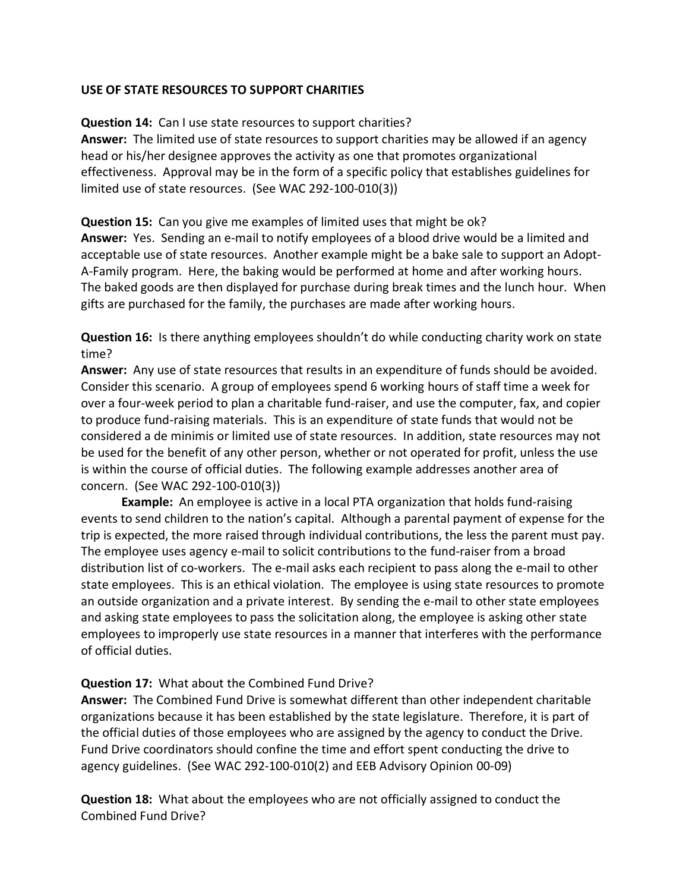**USE OF STATE RESOURCES TO SUPPORT CHARITIES**

**Question 14:** Can I use state resources to support charities?
**Answer:** The limited use of state resources to support charities may be allowed if an agency head or his/her designee approves the activity as one that promotes organizational effectiveness. Approval may be in the form of a specific policy that establishes guidelines for limited use of state resources. (See WAC 292-100-010(3))

**Question 15:** Can you give me examples of limited uses that might be ok?
**Answer:** Yes. Sending an e-mail to notify employees of a blood drive would be a limited and acceptable use of state resources. Another example might be a bake sale to support an Adopt-A-Family program. Here, the baking would be performed at home and after working hours. The baked goods are then displayed for purchase during break times and the lunch hour. When gifts are purchased for the family, the purchases are made after working hours.

**Question 16:** Is there anything employees shouldn't do while conducting charity work on state time?
**Answer:** Any use of state resources that results in an expenditure of funds should be avoided. Consider this scenario. A group of employees spend 6 working hours of staff time a week for over a four-week period to plan a charitable fund-raiser, and use the computer, fax, and copier to produce fund-raising materials. This is an expenditure of state funds that would not be considered a de minimis or limited use of state resources. In addition, state resources may not be used for the benefit of any other person, whether or not operated for profit, unless the use is within the course of official duties. The following example addresses another area of concern. (See WAC 292-100-010(3))

**Example:** An employee is active in a local PTA organization that holds fund-raising events to send children to the nation's capital. Although a parental payment of expense for the trip is expected, the more raised through individual contributions, the less the parent must pay. The employee uses agency e-mail to solicit contributions to the fund-raiser from a broad distribution list of co-workers. The e-mail asks each recipient to pass along the e-mail to other state employees. This is an ethical violation. The employee is using state resources to promote an outside organization and a private interest. By sending the e-mail to other state employees and asking state employees to pass the solicitation along, the employee is asking other state employees to improperly use state resources in a manner that interferes with the performance of official duties.

**Question 17:** What about the Combined Fund Drive?
**Answer:** The Combined Fund Drive is somewhat different than other independent charitable organizations because it has been established by the state legislature. Therefore, it is part of the official duties of those employees who are assigned by the agency to conduct the Drive. Fund Drive coordinators should confine the time and effort spent conducting the drive to agency guidelines. (See WAC 292-100-010(2) and EEB Advisory Opinion 00-09)

**Question 18:** What about the employees who are not officially assigned to conduct the Combined Fund Drive?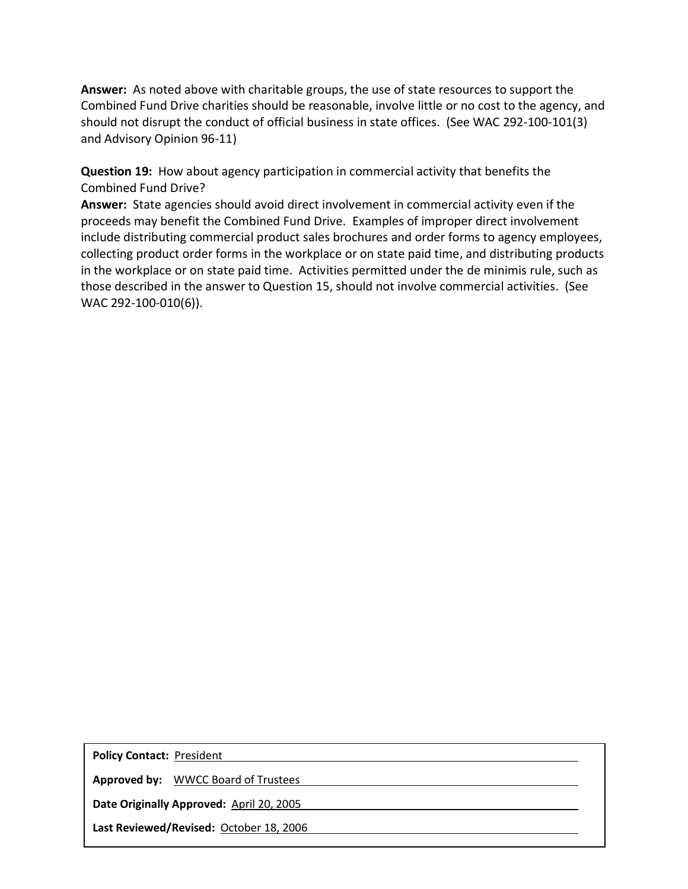**Answer:** As noted above with charitable groups, the use of state resources to support the Combined Fund Drive charities should be reasonable, involve little or no cost to the agency, and should not disrupt the conduct of official business in state offices. (See WAC 292-100-101(3) and Advisory Opinion 96-11)

**Question 19:** How about agency participation in commercial activity that benefits the Combined Fund Drive?
**Answer:** State agencies should avoid direct involvement in commercial activity even if the proceeds may benefit the Combined Fund Drive. Examples of improper direct involvement include distributing commercial product sales brochures and order forms to agency employees, collecting product order forms in the workplace or on state paid time, and distributing products in the workplace or on state paid time. Activities permitted under the de minimis rule, such as those described in the answer to Question 15, should not involve commercial activities. (See WAC 292-100-010(6)).

**Policy Contact:** President

**Approved by:** WWCC Board of Trustees

**Date Originally Approved:** April 20, 2005

**Last Reviewed/Revised:** October 18, 2006